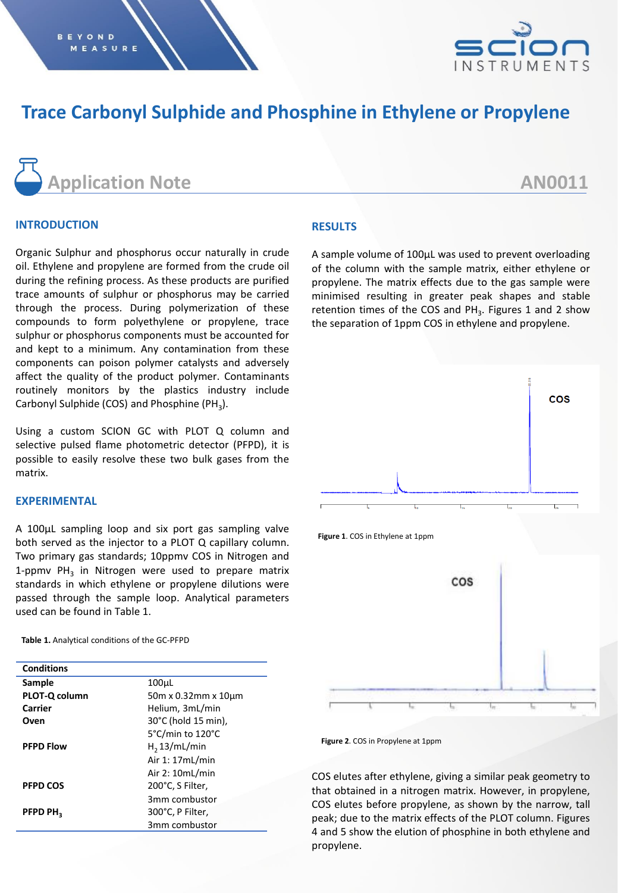# Trace Carbonyl Sulphide and Phosphine in Ethylene or Propylene

## Application Note

AN0011

### INTRODUCTION

Organic Sulphur and phosphorus occur naturally in crude oil. Ethylene and propylene are formed from the crude oil during the refining process. As these products are purified trace amounts of sulphur or phosphorus may be carried through the process. During polymerization of these compounds to form polyethylene or propylene, trace sulphur or phosphorus components must be accounted for and kept to a minimum. Any contamination from these components can poison polymer catalysts and adversely affect the quality of the product polymer. Contaminants routinely monitors by the plastics industry include Carbonyl Sulphide (COS) and Phosphine ($PH_3$).

Using a custom SCION GC with PLOT Q column and selective pulsed flame photometric detector (PFPD), it is possible to easily resolve these two bulk gases from the matrix.

### EXPERIMENTAL

A 100µL sampling loop and six port gas sampling valve both served as the injector to a PLOT Q capillary column. Two primary gas standards; 10ppmv COS in Nitrogen and 1-ppmv $PH_3$ in Nitrogen were used to prepare matrix standards in which ethylene or propylene dilutions were passed through the sample loop. Analytical parameters used can be found in Table 1.

**Table 1.** Analytical conditions of the GC-PFPD

| Conditions | |
|---|---|
| **Sample** | 100µL |
| **PLOT-Q column** | 50m x 0.32mm x 10µm |
| **Carrier** | Helium, 3mL/min |
| **Oven** | 30°C (hold 15 min), 5°C/min to 120°C |
| **PFPD Flow** | $H_2$ 13/mL/min, Air 1: 17mL/min, Air 2: 10mL/min |
| **PFPD COS** | 200°C, S Filter, 3mm combustor |
| **PFPD $PH_3$** | 300°C, P Filter, 3mm combustor |

### RESULTS

A sample volume of 100µL was used to prevent overloading of the column with the sample matrix, either ethylene or propylene. The matrix effects due to the gas sample were minimised resulting in greater peak shapes and stable retention times of the COS and $PH_3$. Figures 1 and 2 show the separation of 1ppm COS in ethylene and propylene.

**Figure 1**. COS in Ethylene at 1ppm

**Figure 2**. COS in Propylene at 1ppm

COS elutes after ethylene, giving a similar peak geometry to that obtained in a nitrogen matrix. However, in propylene, COS elutes before propylene, as shown by the narrow, tall peak; due to the matrix effects of the PLOT column. Figures 4 and 5 show the elution of phosphine in both ethylene and propylene.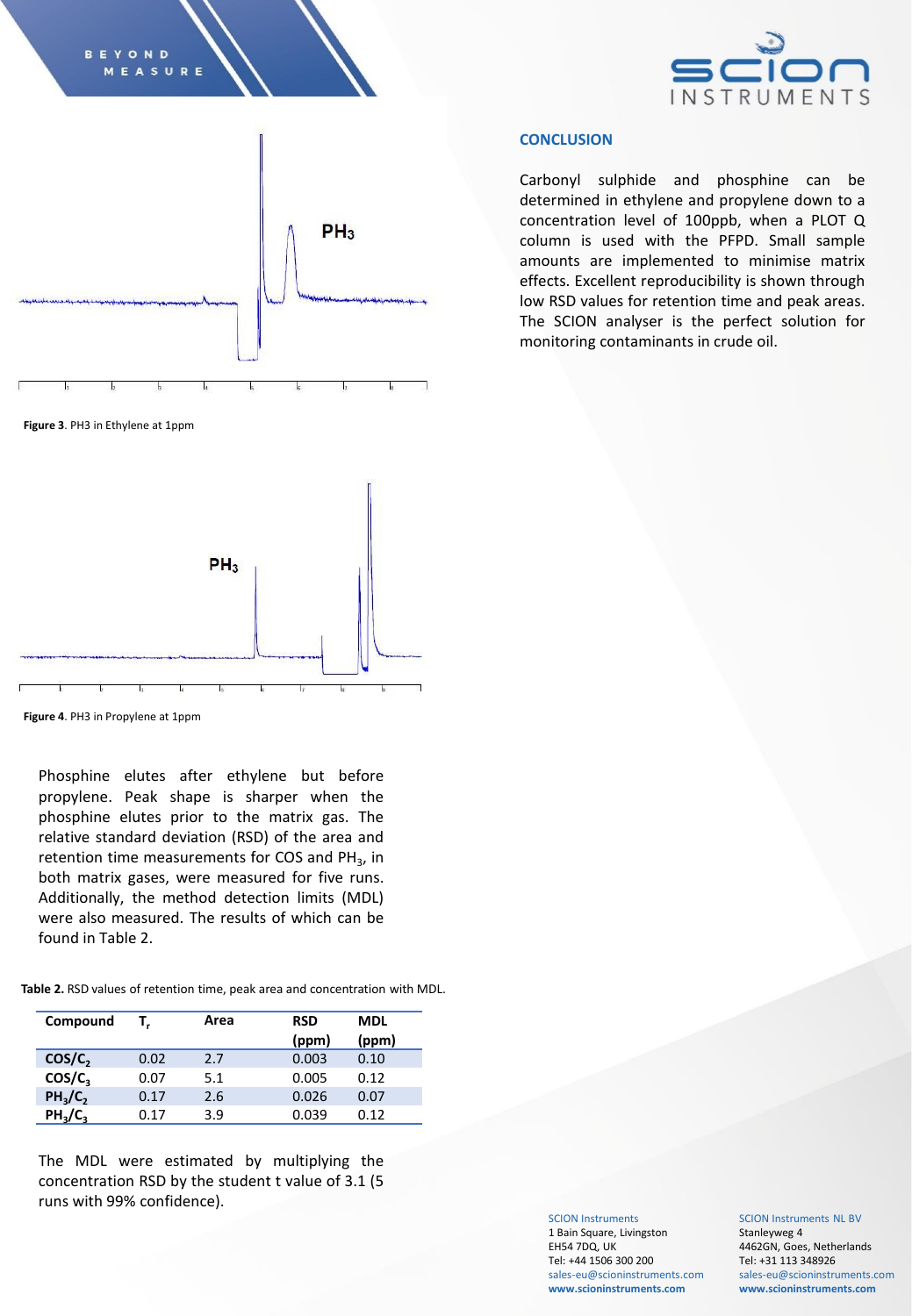PH3

Figure 3. PH3 in Ethylene at 1ppm

PH3

Figure 4. PH3 in Propylene at 1ppm

Phosphine elutes after ethylene but before propylene. Peak shape is sharper when the phosphine elutes prior to the matrix gas. The relative standard deviation (RSD) of the area and retention time measurements for COS and $PH_3$, in both matrix gases, were measured for five runs. Additionally, the method detection limits (MDL) were also measured. The results of which can be found in Table 2.

**Table 2.** RSD values of retention time, peak area and concentration with MDL.

| Compound | $T_r$ | Area | RSD (ppm) | MDL (ppm) |
|---|---|---|---|---|
| **$COS/C_2$** | 0.02 | 2.7 | 0.003 | 0.10 |
| **$COS/C_3$** | 0.07 | 5.1 | 0.005 | 0.12 |
| **$PH_3/C_2$** | 0.17 | 2.6 | 0.026 | 0.07 |
| **$PH_3/C_3$** | 0.17 | 3.9 | 0.039 | 0.12 |

The MDL were estimated by multiplying the concentration RSD by the student t value of 3.1 (5 runs with 99% confidence).

## CONCLUSION

Carbonyl sulphide and phosphine can be determined in ethylene and propylene down to a concentration level of 100ppb, when a PLOT Q column is used with the PFPD. Small sample amounts are implemented to minimise matrix effects. Excellent reproducibility is shown through low RSD values for retention time and peak areas. The SCION analyser is the perfect solution for monitoring contaminants in crude oil.

SCION Instruments
1 Bain Square, Livingston
EH54 7DQ, UK
Tel: +44 1506 300 200
sales-eu@scioninstruments.com
**www.scioninstruments.com**

SCION Instruments NL BV
Stanleyweg 4
4462GN, Goes, Netherlands
Tel: +31 113 348926
sales-eu@scioninstruments.com
**www.scioninstruments.com**